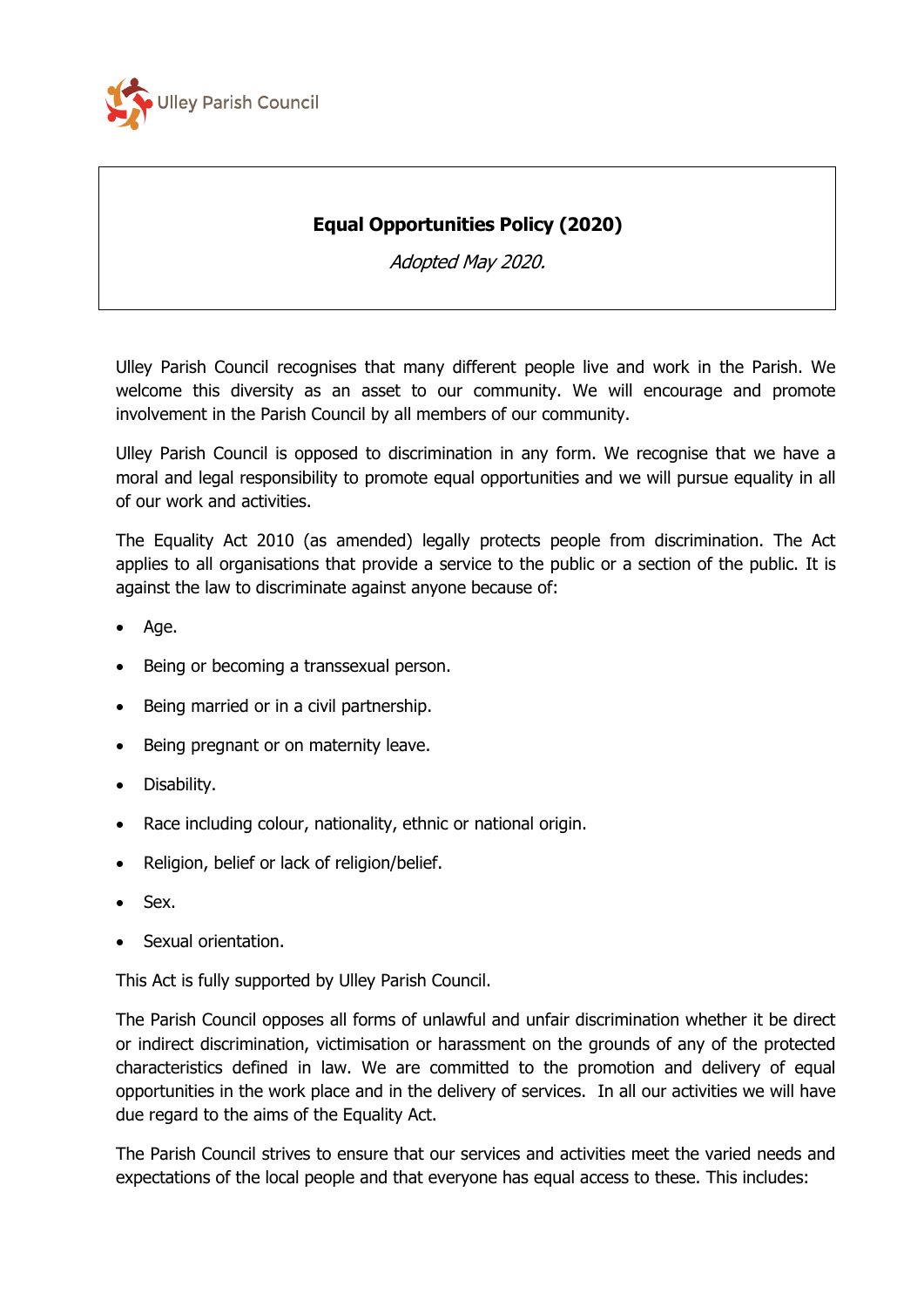Ulley Parish Council

**Equal Opportunities Policy (2020)**

*Adopted May 2020.*

Ulley Parish Council recognises that many different people live and work in the Parish. We welcome this diversity as an asset to our community. We will encourage and promote involvement in the Parish Council by all members of our community.

Ulley Parish Council is opposed to discrimination in any form. We recognise that we have a moral and legal responsibility to promote equal opportunities and we will pursue equality in all of our work and activities.

The Equality Act 2010 (as amended) legally protects people from discrimination. The Act applies to all organisations that provide a service to the public or a section of the public. It is against the law to discriminate against anyone because of:

- Age.
- Being or becoming a transsexual person.
- Being married or in a civil partnership.
- Being pregnant or on maternity leave.
- Disability.
- Race including colour, nationality, ethnic or national origin.
- Religion, belief or lack of religion/belief.
- Sex.
- Sexual orientation.

This Act is fully supported by Ulley Parish Council.

The Parish Council opposes all forms of unlawful and unfair discrimination whether it be direct or indirect discrimination, victimisation or harassment on the grounds of any of the protected characteristics defined in law. We are committed to the promotion and delivery of equal opportunities in the work place and in the delivery of services. In all our activities we will have due regard to the aims of the Equality Act.

The Parish Council strives to ensure that our services and activities meet the varied needs and expectations of the local people and that everyone has equal access to these. This includes: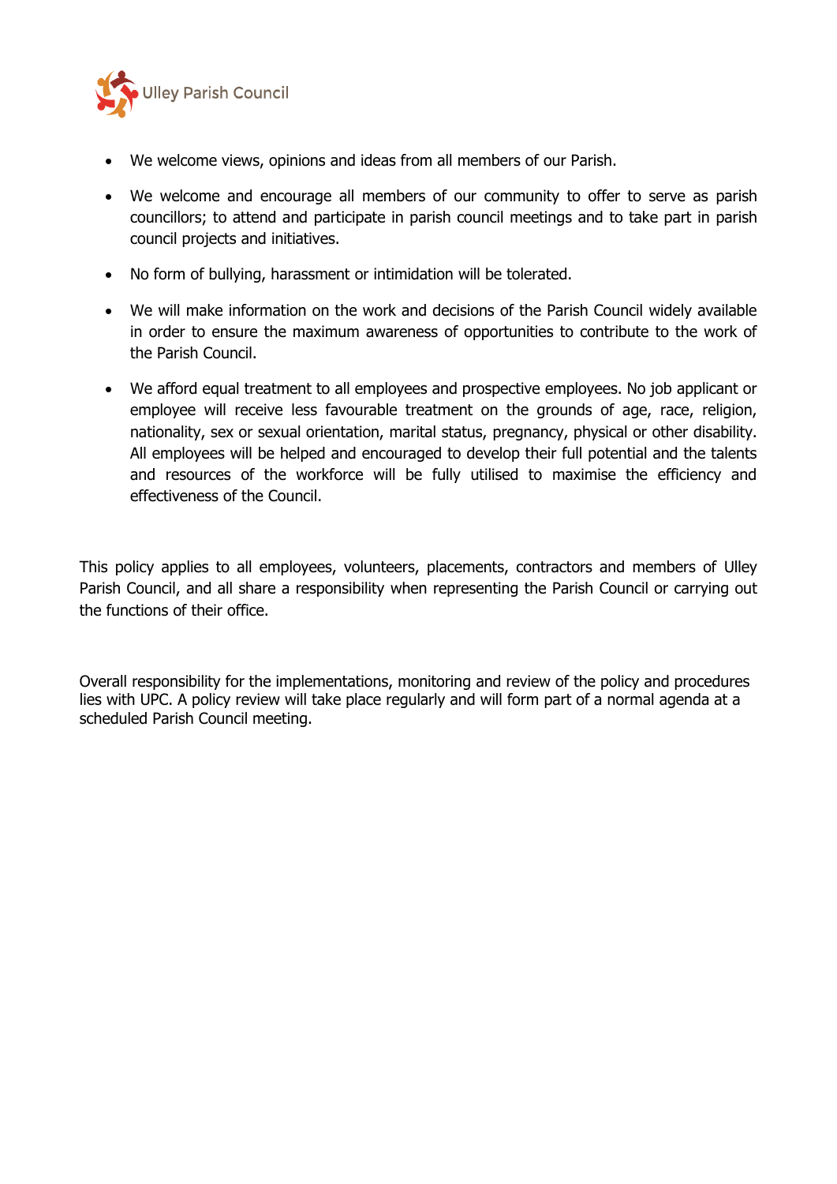- We welcome views, opinions and ideas from all members of our Parish.
- We welcome and encourage all members of our community to offer to serve as parish councillors; to attend and participate in parish council meetings and to take part in parish council projects and initiatives.
- No form of bullying, harassment or intimidation will be tolerated.
- We will make information on the work and decisions of the Parish Council widely available in order to ensure the maximum awareness of opportunities to contribute to the work of the Parish Council.
- We afford equal treatment to all employees and prospective employees. No job applicant or employee will receive less favourable treatment on the grounds of age, race, religion, nationality, sex or sexual orientation, marital status, pregnancy, physical or other disability. All employees will be helped and encouraged to develop their full potential and the talents and resources of the workforce will be fully utilised to maximise the efficiency and effectiveness of the Council.

This policy applies to all employees, volunteers, placements, contractors and members of Ulley Parish Council, and all share a responsibility when representing the Parish Council or carrying out the functions of their office.

Overall responsibility for the implementations, monitoring and review of the policy and procedures lies with UPC. A policy review will take place regularly and will form part of a normal agenda at a scheduled Parish Council meeting.